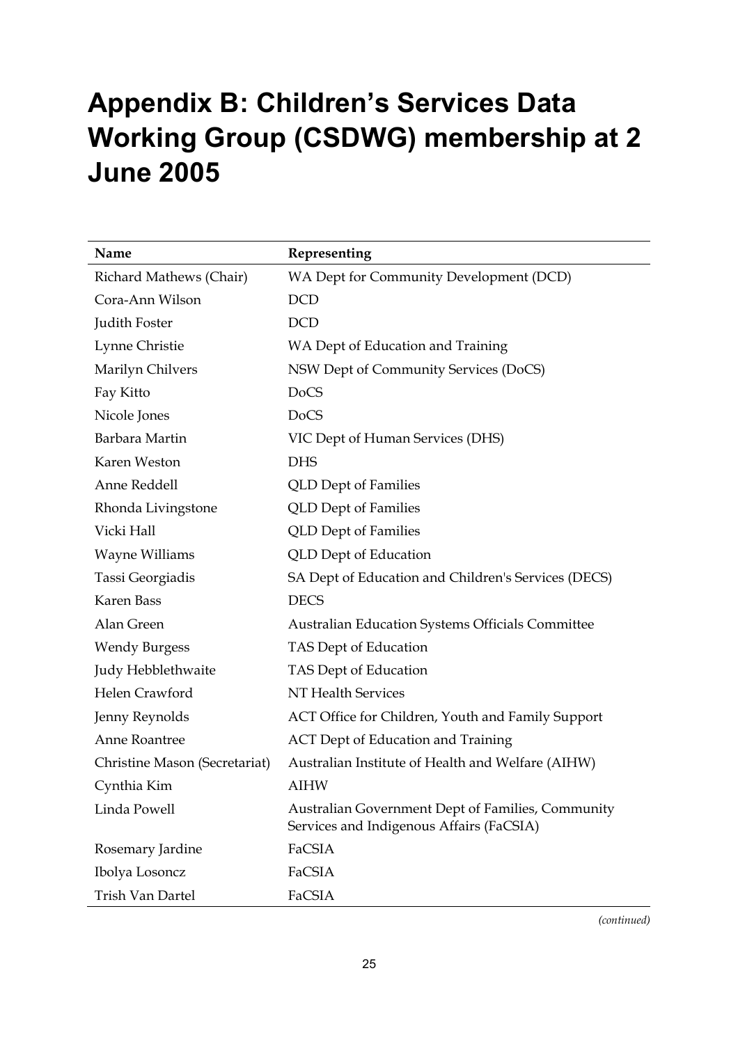# Appendix B: Children's Services Data Working Group (CSDWG) membership at 2 June 2005

| Name | Representing |
|---|---|
| Richard Mathews (Chair) | WA Dept for Community Development (DCD) |
| Cora-Ann Wilson | DCD |
| Judith Foster | DCD |
| Lynne Christie | WA Dept of Education and Training |
| Marilyn Chilvers | NSW Dept of Community Services (DoCS) |
| Fay Kitto | DoCS |
| Nicole Jones | DoCS |
| Barbara Martin | VIC Dept of Human Services (DHS) |
| Karen Weston | DHS |
| Anne Reddell | QLD Dept of Families |
| Rhonda Livingstone | QLD Dept of Families |
| Vicki Hall | QLD Dept of Families |
| Wayne Williams | QLD Dept of Education |
| Tassi Georgiadis | SA Dept of Education and Children's Services (DECS) |
| Karen Bass | DECS |
| Alan Green | Australian Education Systems Officials Committee |
| Wendy Burgess | TAS Dept of Education |
| Judy Hebblethwaite | TAS Dept of Education |
| Helen Crawford | NT Health Services |
| Jenny Reynolds | ACT Office for Children, Youth and Family Support |
| Anne Roantree | ACT Dept of Education and Training |
| Christine Mason (Secretariat) | Australian Institute of Health and Welfare (AIHW) |
| Cynthia Kim | AIHW |
| Linda Powell | Australian Government Dept of Families, Community Services and Indigenous Affairs (FaCSIA) |
| Rosemary Jardine | FaCSIA |
| Ibolya Losoncz | FaCSIA |
| Trish Van Dartel | FaCSIA |

*(continued)*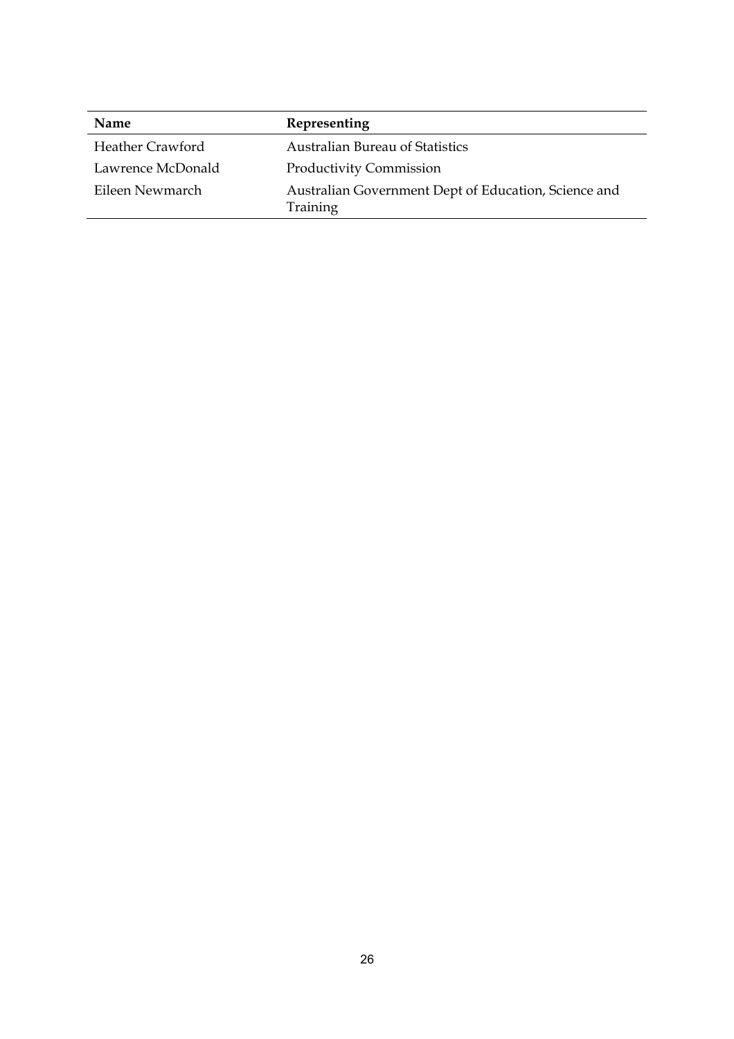| Name | Representing |
| --- | --- |
| Heather Crawford | Australian Bureau of Statistics |
| Lawrence McDonald | Productivity Commission |
| Eileen Newmarch | Australian Government Dept of Education, Science and Training |